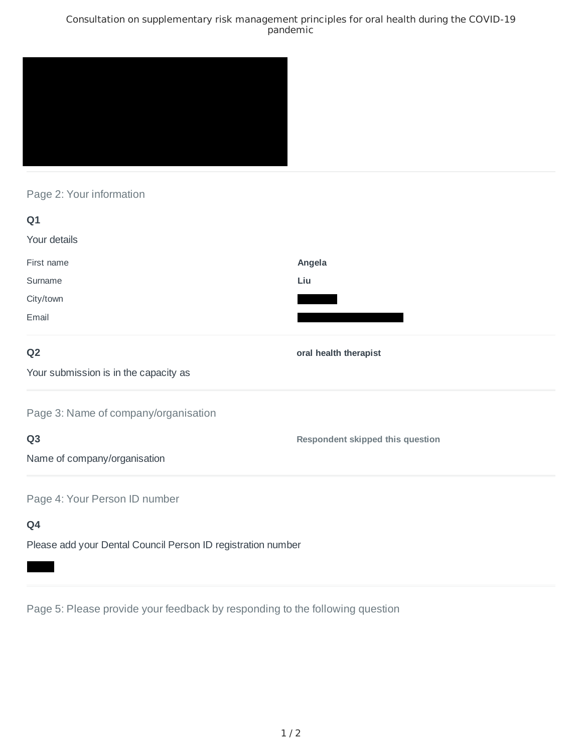Consultation on supplementary risk management principles for oral health during the COVID-19 pandemic

## Page 2: Your information

### Q1

Your details

| | |
|---|---|
| First name | **Angela** |
| Surname | **Liu** |
| City/town | |
| Email | |

### Q2

Your submission is in the capacity as

**oral health therapist**

## Page 3: Name of company/organisation

### Q3

Name of company/organisation

**Respondent skipped this question**

## Page 4: Your Person ID number

### Q4

Please add your Dental Council Person ID registration number

## Page 5: Please provide your feedback by responding to the following question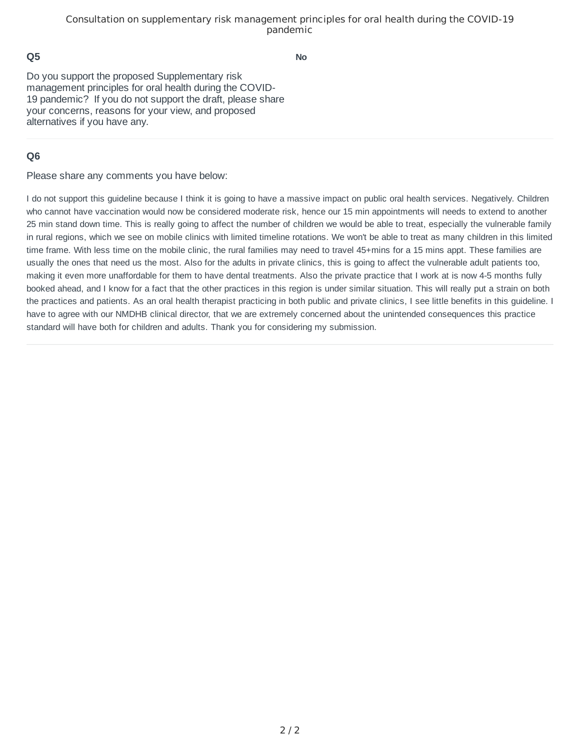### Q5

Do you support the proposed Supplementary risk management principles for oral health during the COVID-19 pandemic? If you do not support the draft, please share your concerns, reasons for your view, and proposed alternatives if you have any.

**No**

### Q6

Please share any comments you have below:

I do not support this guideline because I think it is going to have a massive impact on public oral health services. Negatively. Children who cannot have vaccination would now be considered moderate risk, hence our 15 min appointments will needs to extend to another 25 min stand down time. This is really going to affect the number of children we would be able to treat, especially the vulnerable family in rural regions, which we see on mobile clinics with limited timeline rotations. We won't be able to treat as many children in this limited time frame. With less time on the mobile clinic, the rural families may need to travel 45+mins for a 15 mins appt. These families are usually the ones that need us the most. Also for the adults in private clinics, this is going to affect the vulnerable adult patients too, making it even more unaffordable for them to have dental treatments. Also the private practice that I work at is now 4-5 months fully booked ahead, and I know for a fact that the other practices in this region is under similar situation. This will really put a strain on both the practices and patients. As an oral health therapist practicing in both public and private clinics, I see little benefits in this guideline. I have to agree with our NMDHB clinical director, that we are extremely concerned about the unintended consequences this practice standard will have both for children and adults. Thank you for considering my submission.